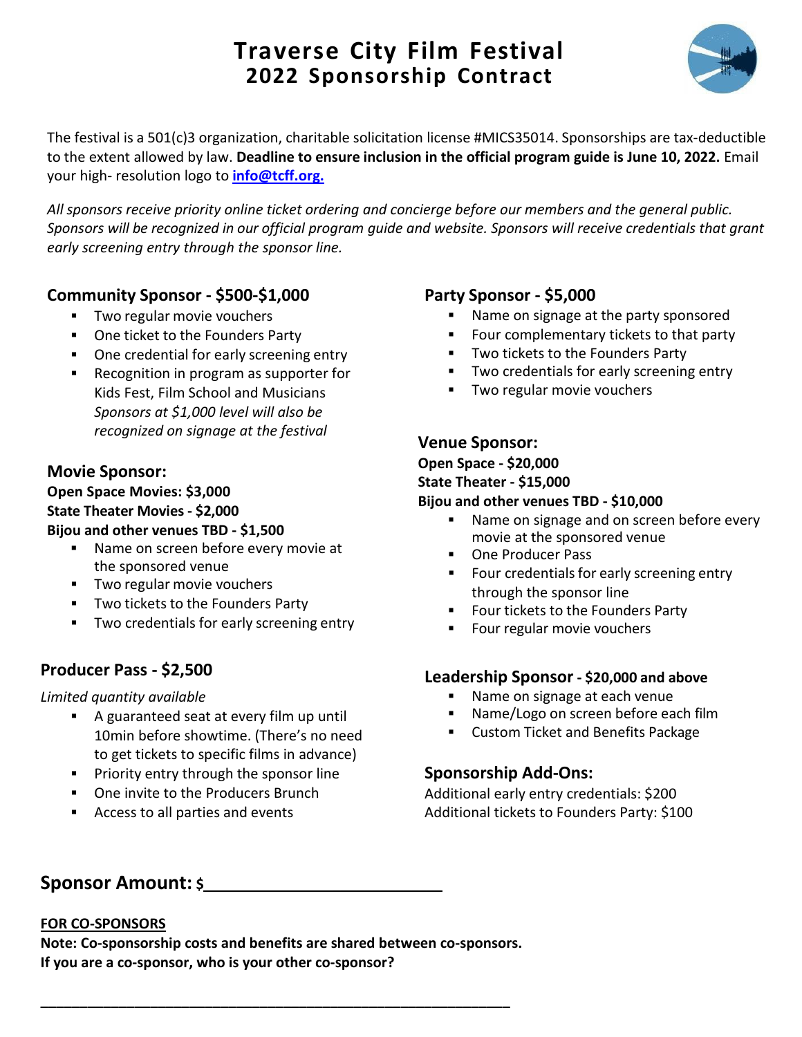# Traverse City Film Festival
## 2022 Sponsorship Contract

The festival is a 501(c)3 organization, charitable solicitation license #MICS35014. Sponsorships are tax-deductible to the extent allowed by law. **Deadline to ensure inclusion in the official program guide is June 10, 2022.** Email your high- resolution logo to **info@tcff.org.**

*All sponsors receive priority online ticket ordering and concierge before our members and the general public. Sponsors will be recognized in our official program guide and website. Sponsors will receive credentials that grant early screening entry through the sponsor line.*

### Community Sponsor - $500-$1,000

- Two regular movie vouchers
- One ticket to the Founders Party
- One credential for early screening entry
- Recognition in program as supporter for Kids Fest, Film School and Musicians *Sponsors at $1,000 level will also be recognized on signage at the festival*

### Movie Sponsor:

**Open Space Movies: $3,000**
**State Theater Movies - $2,000**
**Bijou and other venues TBD - $1,500**

- Name on screen before every movie at the sponsored venue
- Two regular movie vouchers
- Two tickets to the Founders Party
- Two credentials for early screening entry

### Producer Pass - $2,500

*Limited quantity available*

- A guaranteed seat at every film up until 10min before showtime. (There's no need to get tickets to specific films in advance)
- Priority entry through the sponsor line
- One invite to the Producers Brunch
- Access to all parties and events

### Party Sponsor - $5,000

- Name on signage at the party sponsored
- Four complementary tickets to that party
- Two tickets to the Founders Party
- Two credentials for early screening entry
- Two regular movie vouchers

### Venue Sponsor:

**Open Space - $20,000**
**State Theater - $15,000**
**Bijou and other venues TBD - $10,000**

- Name on signage and on screen before every movie at the sponsored venue
- One Producer Pass
- Four credentials for early screening entry through the sponsor line
- Four tickets to the Founders Party
- Four regular movie vouchers

### Leadership Sponsor - $20,000 and above

- Name on signage at each venue
- Name/Logo on screen before each film
- Custom Ticket and Benefits Package

### Sponsorship Add-Ons:

Additional early entry credentials: $200
Additional tickets to Founders Party: $100

## Sponsor Amount: $________________________

**FOR CO-SPONSORS**

**Note: Co-sponsorship costs and benefits are shared between co-sponsors.**
**If you are a co-sponsor, who is your other co-sponsor?**

______________________________________________________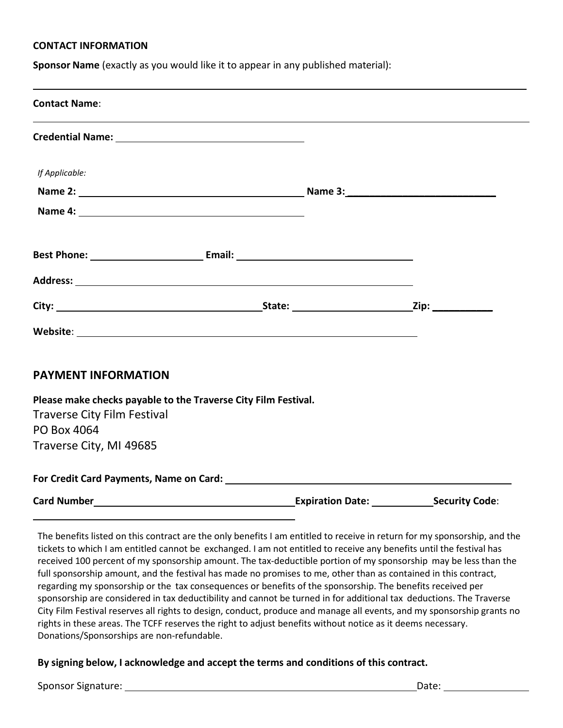**CONTACT INFORMATION**

**Sponsor Name** (exactly as you would like it to appear in any published material):

______________________________________________________________________

**Contact Name**:

______________________________________________________________________

**Credential Name:** ______________________________

*If Applicable:*

**Name 2:** ______________________________ **Name 3:** ______________________________

**Name 4:** ______________________________

**Best Phone:** ____________________ **Email:** ______________________________

**Address:** ______________________________________________________

**City:** ______________________________ **State:** ____________________ **Zip:** __________

**Website**: ______________________________________________________

## PAYMENT INFORMATION

**Please make checks payable to the Traverse City Film Festival.**

Traverse City Film Festival
PO Box 4064
Traverse City, MI 49685

**For Credit Card Payments, Name on Card:** ______________________________________________

**Card Number** ______________________________ **Expiration Date:** __________ **Security Code**:

______________________________

The benefits listed on this contract are the only benefits I am entitled to receive in return for my sponsorship, and the tickets to which I am entitled cannot be exchanged. I am not entitled to receive any benefits until the festival has received 100 percent of my sponsorship amount. The tax-deductible portion of my sponsorship may be less than the full sponsorship amount, and the festival has made no promises to me, other than as contained in this contract, regarding my sponsorship or the tax consequences or benefits of the sponsorship. The benefits received per sponsorship are considered in tax deductibility and cannot be turned in for additional tax deductions. The Traverse City Film Festival reserves all rights to design, conduct, produce and manage all events, and my sponsorship grants no rights in these areas. The TCFF reserves the right to adjust benefits without notice as it deems necessary. Donations/Sponsorships are non-refundable.

**By signing below, I acknowledge and accept the terms and conditions of this contract.**

Sponsor Signature: ______________________________________________ Date: ______________